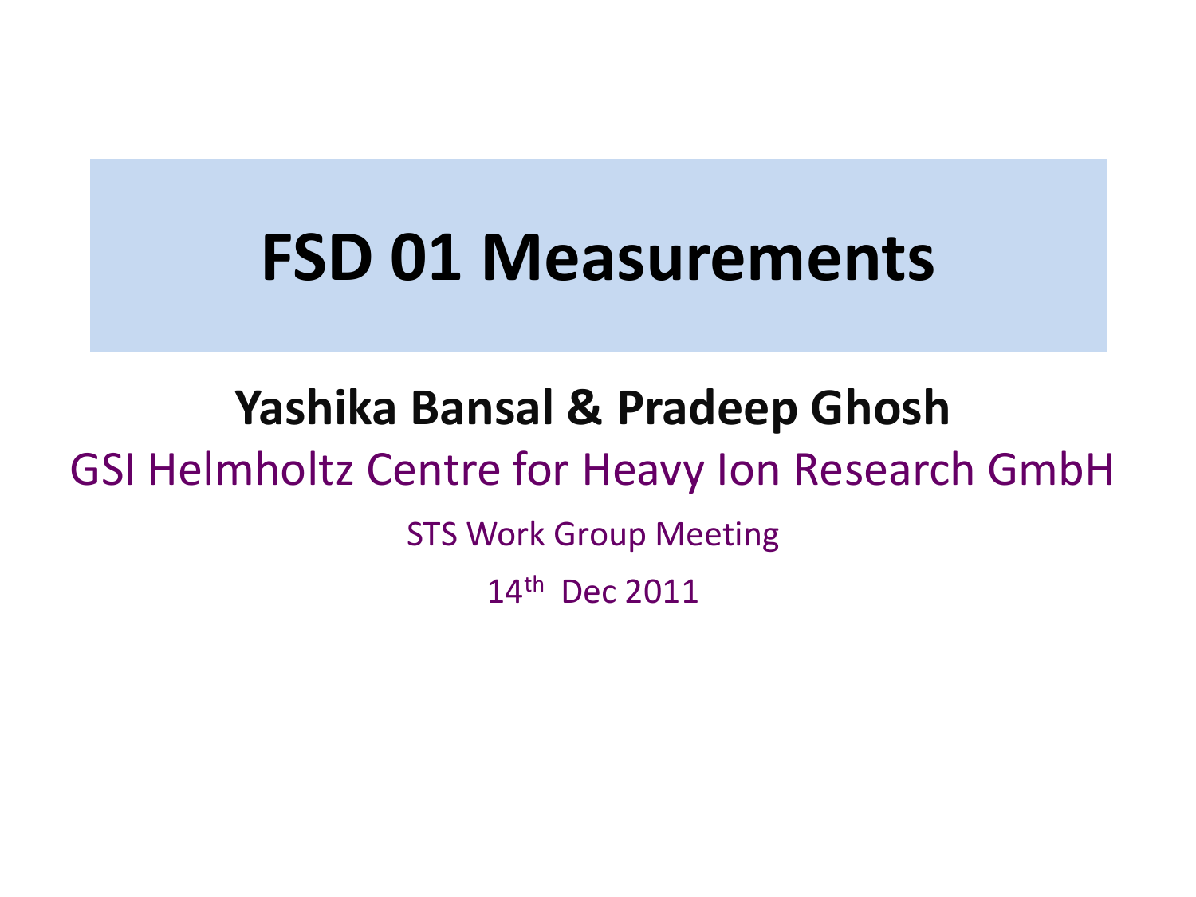# FSD 01 Measurements

**Yashika Bansal & Pradeep Ghosh**

GSI Helmholtz Centre for Heavy Ion Research GmbH

STS Work Group Meeting

$14^{th}$ Dec 2011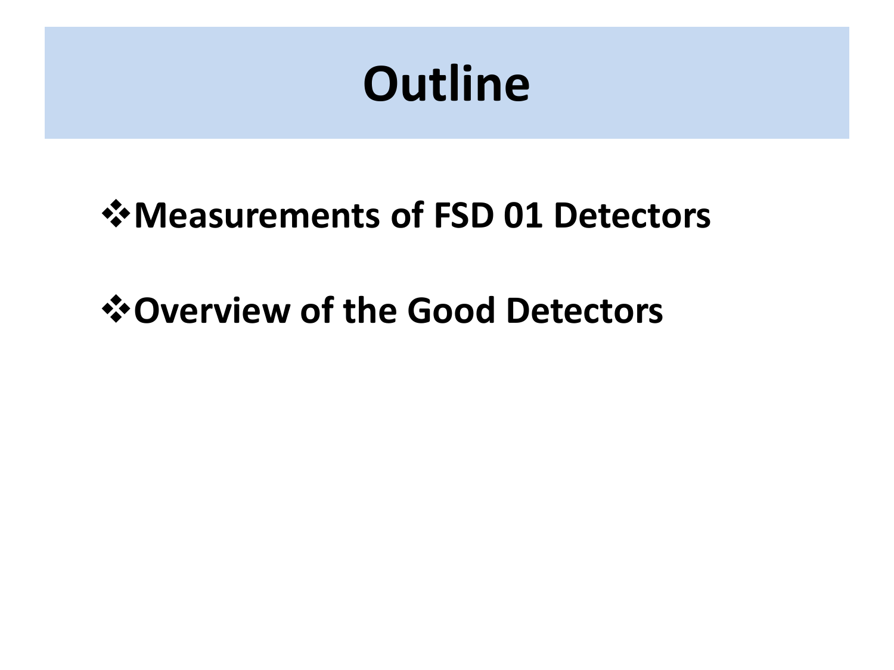# Outline

- **Measurements of FSD 01 Detectors**
- **Overview of the Good Detectors**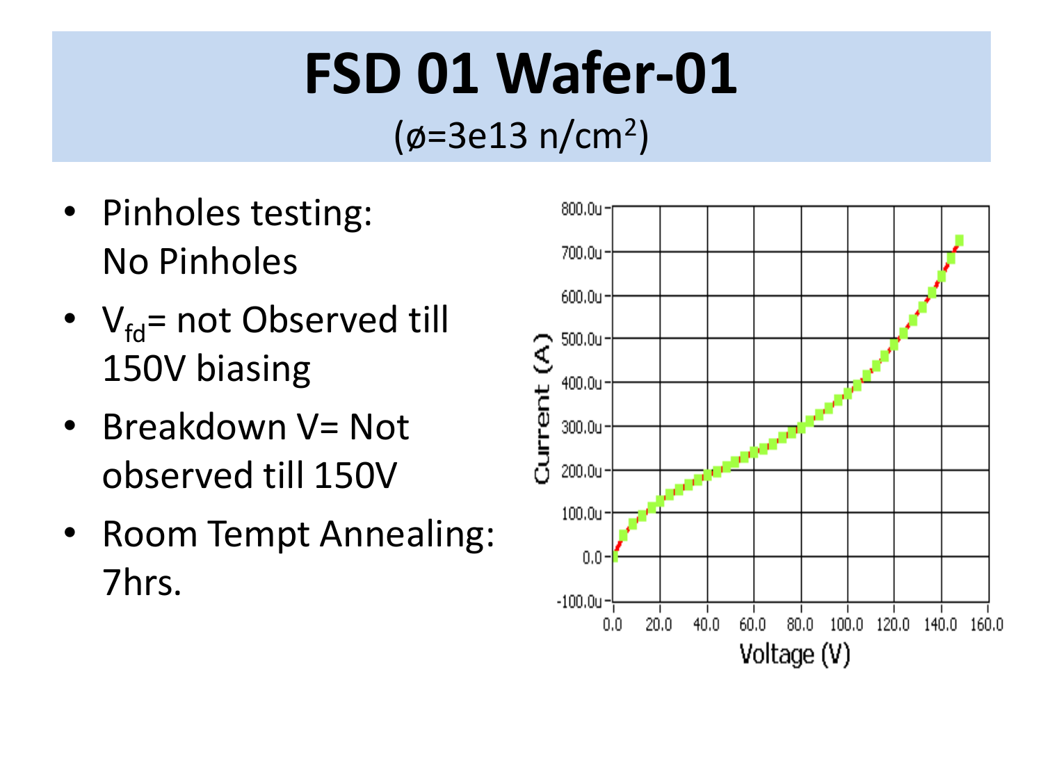# FSD 01 Wafer-01

($\phi$=3e13 n/cm$^2$)

- Pinholes testing: No Pinholes
- $V_{fd}$= not Observed till 150V biasing
- Breakdown V= Not observed till 150V
- Room Tempt Annealing: 7hrs.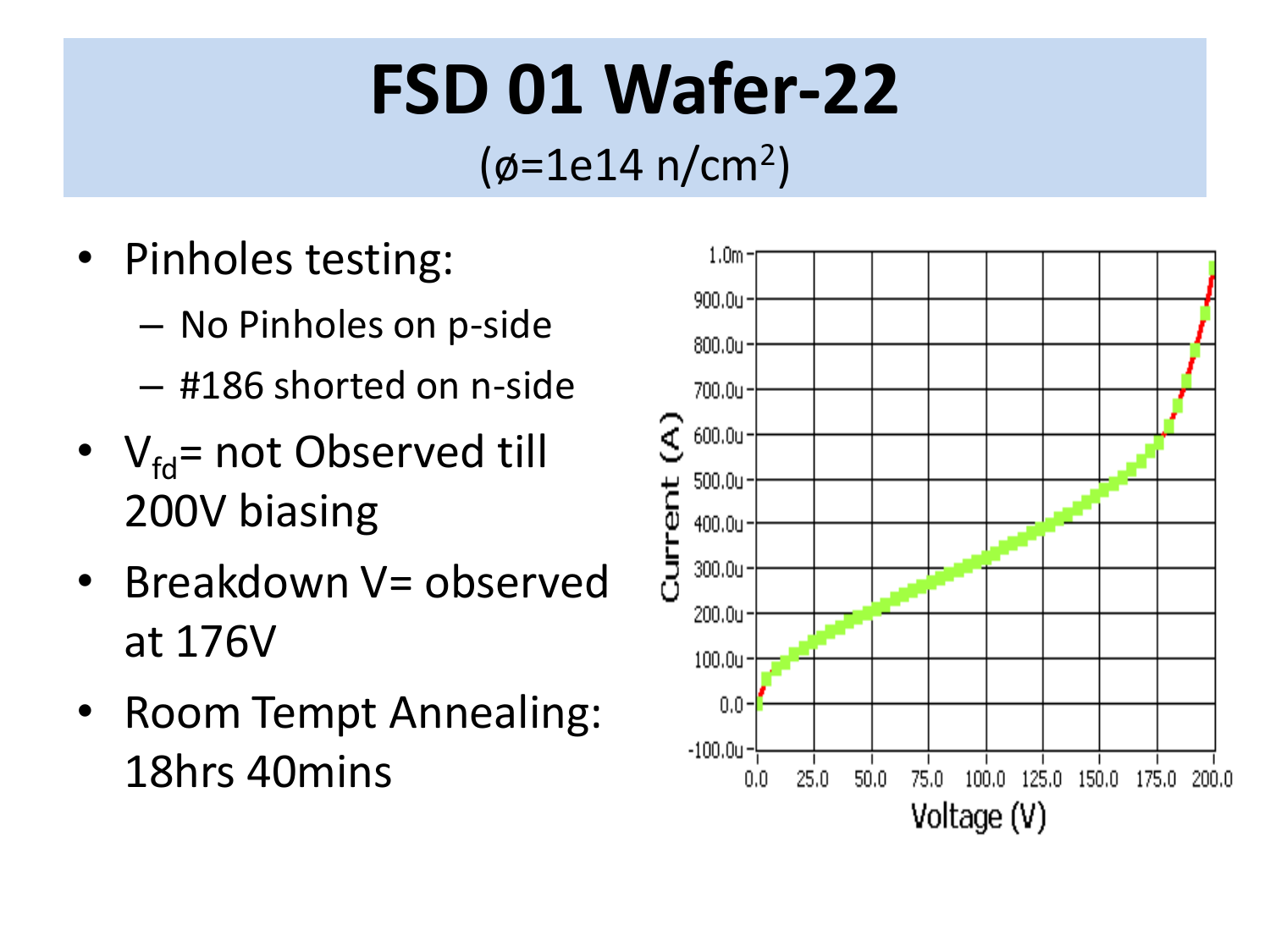# FSD 01 Wafer-22

($\phi$=1e14 n/cm$^2$)

- Pinholes testing:
  - No Pinholes on p-side
  - #186 shorted on n-side
- $V_{fd}$= not Observed till 200V biasing
- Breakdown V= observed at 176V
- Room Tempt Annealing: 18hrs 40mins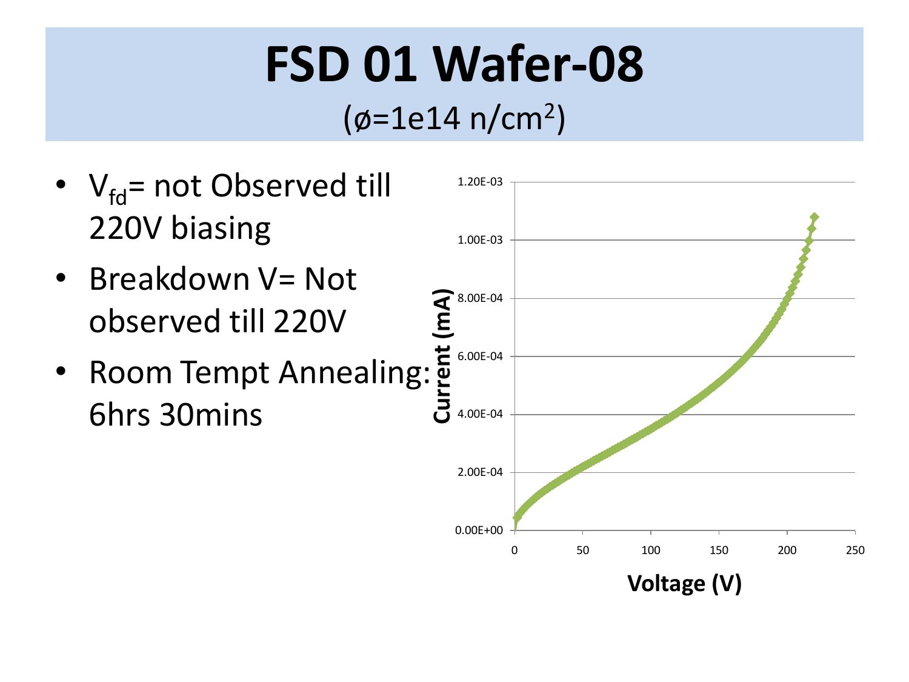# FSD 01 Wafer-08

($\phi$=1e14 n/cm$^2$)

- $V_{fd}$= not Observed till 220V biasing
- Breakdown V= Not observed till 220V
- Room Tempt Annealing: 6hrs 30mins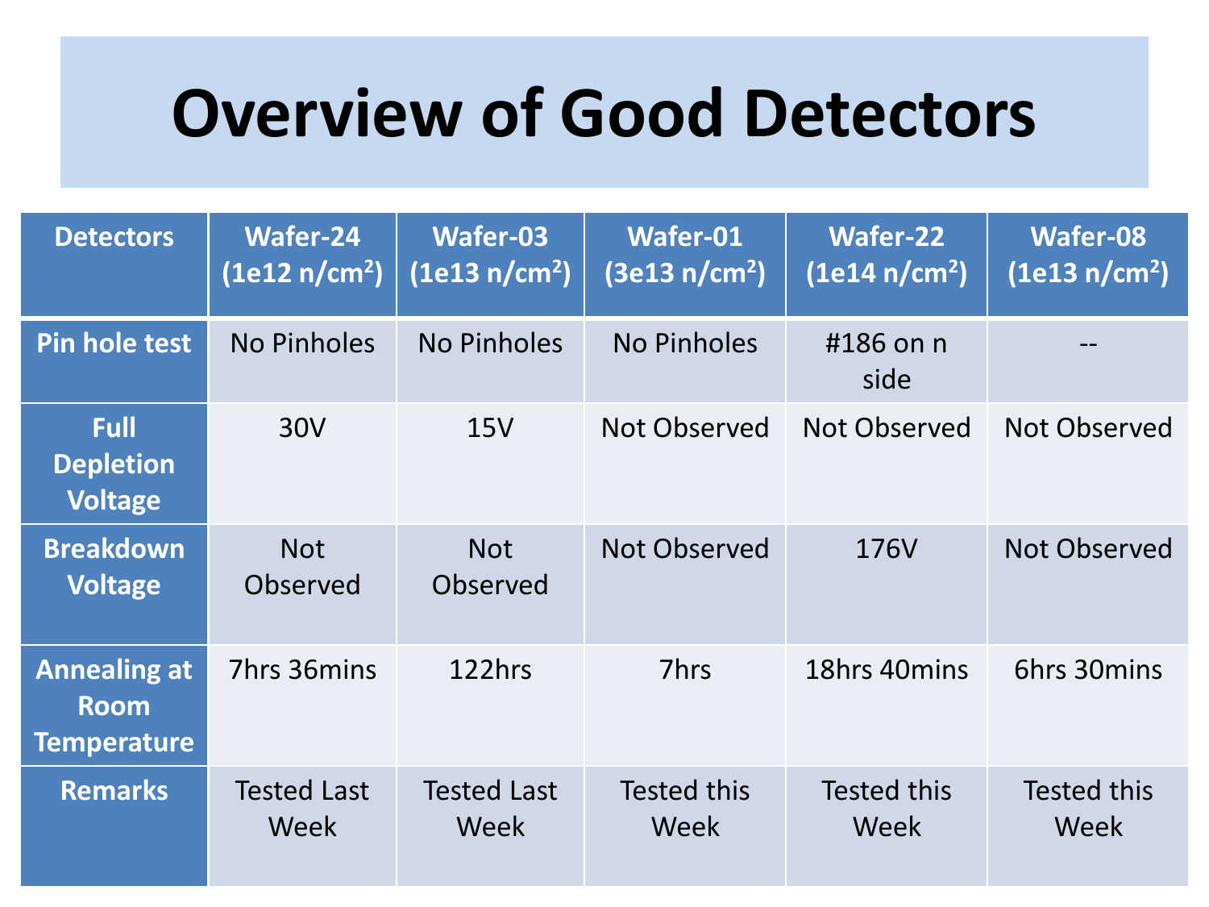# Overview of Good Detectors

| Detectors | Wafer-24 (1e12 n/cm$^2$) | Wafer-03 (1e13 n/cm$^2$) | Wafer-01 (3e13 n/cm$^2$) | Wafer-22 (1e14 n/cm$^2$) | Wafer-08 (1e13 n/cm$^2$) |
|---|---|---|---|---|---|
| Pin hole test | No Pinholes | No Pinholes | No Pinholes | #186 on n side | -- |
| Full Depletion Voltage | 30V | 15V | Not Observed | Not Observed | Not Observed |
| Breakdown Voltage | Not Observed | Not Observed | Not Observed | 176V | Not Observed |
| Annealing at Room Temperature | 7hrs 36mins | 122hrs | 7hrs | 18hrs 40mins | 6hrs 30mins |
| Remarks | Tested Last Week | Tested Last Week | Tested this Week | Tested this Week | Tested this Week |